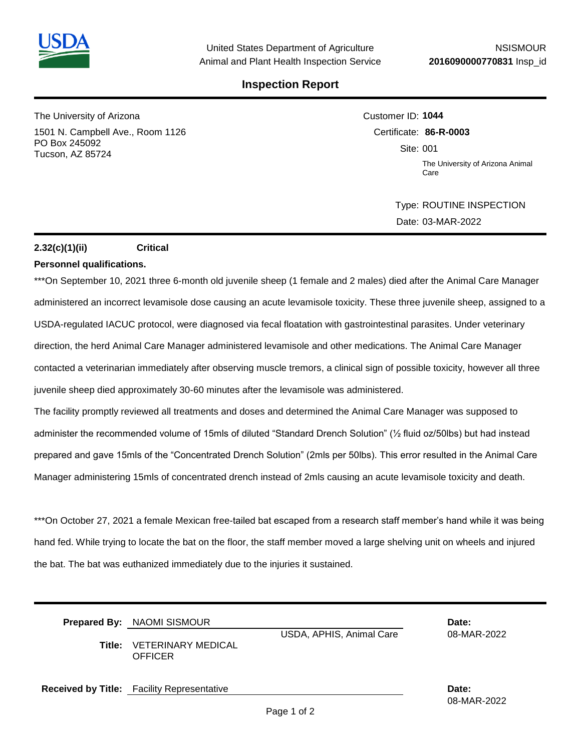United States Department of Agriculture
Animal and Plant Health Inspection Service

NSISMOUR
**2016090000770831** Insp_id

# Inspection Report

The University of Arizona
1501 N. Campbell Ave., Room 1126
PO Box 245092
Tucson, AZ 85724

Customer ID: **1044**
Certificate: **86-R-0003**
Site: 001
The University of Arizona Animal Care

Type: ROUTINE INSPECTION
Date: 03-MAR-2022

**2.32(c)(1)(ii)** **Critical**

**Personnel qualifications.**

***On September 10, 2021 three 6-month old juvenile sheep (1 female and 2 males) died after the Animal Care Manager administered an incorrect levamisole dose causing an acute levamisole toxicity. These three juvenile sheep, assigned to a USDA-regulated IACUC protocol, were diagnosed via fecal floatation with gastrointestinal parasites. Under veterinary direction, the herd Animal Care Manager administered levamisole and other medications. The Animal Care Manager contacted a veterinarian immediately after observing muscle tremors, a clinical sign of possible toxicity, however all three juvenile sheep died approximately 30-60 minutes after the levamisole was administered.

The facility promptly reviewed all treatments and doses and determined the Animal Care Manager was supposed to administer the recommended volume of 15mls of diluted "Standard Drench Solution" (½ fluid oz/50lbs) but had instead prepared and gave 15mls of the "Concentrated Drench Solution" (2mls per 50lbs). This error resulted in the Animal Care Manager administering 15mls of concentrated drench instead of 2mls causing an acute levamisole toxicity and death.

***On October 27, 2021 a female Mexican free-tailed bat escaped from a research staff member's hand while it was being hand fed. While trying to locate the bat on the floor, the staff member moved a large shelving unit on wheels and injured the bat. The bat was euthanized immediately due to the injuries it sustained.

**Prepared By:** NAOMI SISMOUR
USDA, APHIS, Animal Care
**Title:** VETERINARY MEDICAL OFFICER
**Date:** 08-MAR-2022

**Received by Title:** Facility Representative
**Date:** 08-MAR-2022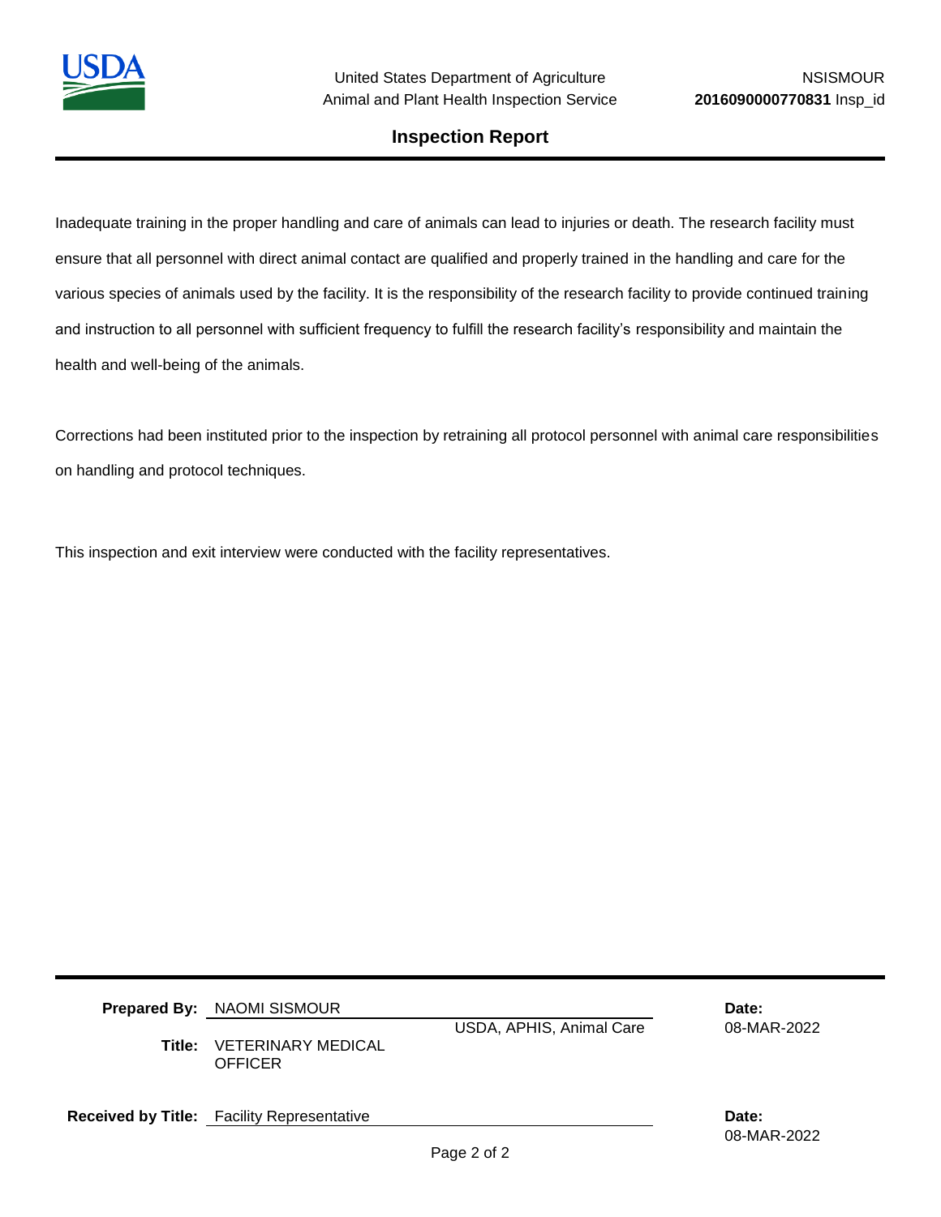Inadequate training in the proper handling and care of animals can lead to injuries or death. The research facility must ensure that all personnel with direct animal contact are qualified and properly trained in the handling and care for the various species of animals used by the facility. It is the responsibility of the research facility to provide continued training and instruction to all personnel with sufficient frequency to fulfill the research facility's responsibility and maintain the health and well-being of the animals.

Corrections had been instituted prior to the inspection by retraining all protocol personnel with animal care responsibilities on handling and protocol techniques.

This inspection and exit interview were conducted with the facility representatives.

**Prepared By:** NAOMI SISMOUR
USDA, APHIS, Animal Care
**Title:** VETERINARY MEDICAL OFFICER
**Date:** 08-MAR-2022

**Received by Title:** Facility Representative
**Date:** 08-MAR-2022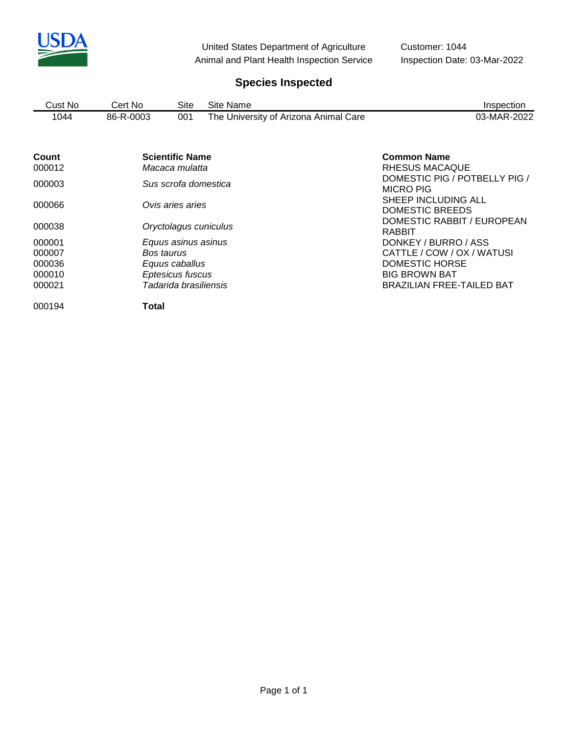United States Department of Agriculture
Animal and Plant Health Inspection Service

Customer: 1044
Inspection Date: 03-Mar-2022

## Species Inspected

| Cust No | Cert No | Site | Site Name | Inspection |
|---|---|---|---|---|
| 1044 | 86-R-0003 | 001 | The University of Arizona Animal Care | 03-MAR-2022 |

| Count | Scientific Name | Common Name |
|---|---|---|
| 000012 | *Macaca mulatta* | RHESUS MACAQUE |
| 000003 | *Sus scrofa domestica* | DOMESTIC PIG / POTBELLY PIG / MICRO PIG |
| 000066 | *Ovis aries aries* | SHEEP INCLUDING ALL DOMESTIC BREEDS |
| 000038 | *Oryctolagus cuniculus* | DOMESTIC RABBIT / EUROPEAN RABBIT |
| 000001 | *Equus asinus asinus* | DONKEY / BURRO / ASS |
| 000007 | *Bos taurus* | CATTLE / COW / OX / WATUSI |
| 000036 | *Equus caballus* | DOMESTIC HORSE |
| 000010 | *Eptesicus fuscus* | BIG BROWN BAT |
| 000021 | *Tadarida brasiliensis* | BRAZILIAN FREE-TAILED BAT |
| 000194 | **Total** | |